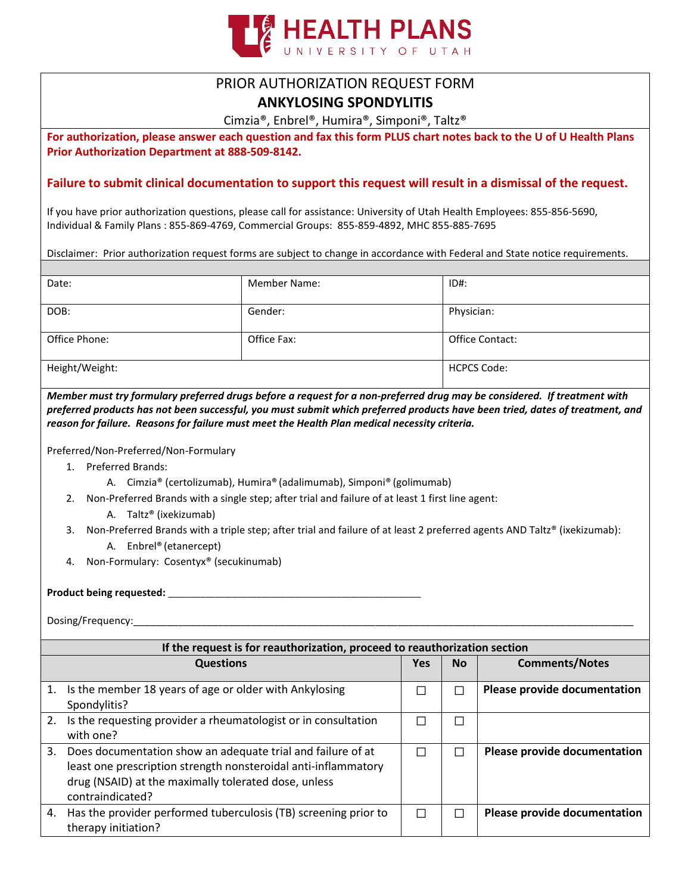# HEALTH PLANS
UNIVERSITY OF UTAH

## PRIOR AUTHORIZATION REQUEST FORM
## ANKYLOSING SPONDYLITIS

Cimzia®, Enbrel®, Humira®, Simponi®, Taltz®

**For authorization, please answer each question and fax this form PLUS chart notes back to the U of U Health Plans Prior Authorization Department at 888-509-8142.**

**Failure to submit clinical documentation to support this request will result in a dismissal of the request.**

If you have prior authorization questions, please call for assistance: University of Utah Health Employees: 855-856-5690, Individual & Family Plans : 855-869-4769, Commercial Groups: 855-859-4892, MHC 855-885-7695

Disclaimer: Prior authorization request forms are subject to change in accordance with Federal and State notice requirements.

| | | |
|---|---|---|
| Date: | Member Name: | ID#: |
| DOB: | Gender: | Physician: |
| Office Phone: | Office Fax: | Office Contact: |
| Height/Weight: | | HCPCS Code: |

***Member must try formulary preferred drugs before a request for a non-preferred drug may be considered. If treatment with preferred products has not been successful, you must submit which preferred products have been tried, dates of treatment, and reason for failure. Reasons for failure must meet the Health Plan medical necessity criteria.***

Preferred/Non-Preferred/Non-Formulary

1. Preferred Brands:
   A. Cimzia® (certolizumab), Humira® (adalimumab), Simponi® (golimumab)
2. Non-Preferred Brands with a single step; after trial and failure of at least 1 first line agent:
   A. Taltz® (ixekizumab)
3. Non-Preferred Brands with a triple step; after trial and failure of at least 2 preferred agents AND Taltz® (ixekizumab):
   A. Enbrel® (etanercept)
4. Non-Formulary: Cosentyx® (secukinumab)

**Product being requested:** _______________________________________________

Dosing/Frequency:_______________________________________________________________________________________

| **If the request is for reauthorization, proceed to reauthorization section** | | | |
|---|---|---|---|
| **Questions** | **Yes** | **No** | **Comments/Notes** |
| 1. Is the member 18 years of age or older with Ankylosing Spondylitis? | ☐ | ☐ | **Please provide documentation** |
| 2. Is the requesting provider a rheumatologist or in consultation with one? | ☐ | ☐ | |
| 3. Does documentation show an adequate trial and failure of at least one prescription strength nonsteroidal anti-inflammatory drug (NSAID) at the maximally tolerated dose, unless contraindicated? | ☐ | ☐ | **Please provide documentation** |
| 4. Has the provider performed tuberculosis (TB) screening prior to therapy initiation? | ☐ | ☐ | **Please provide documentation** |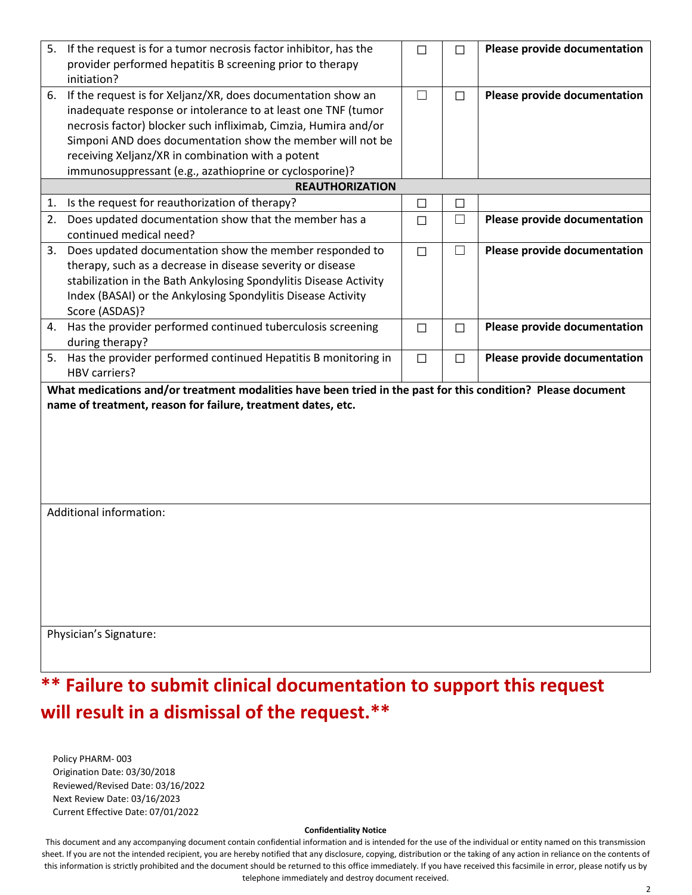| | | | |
|---|---|---|---|
| 5. If the request is for a tumor necrosis factor inhibitor, has the provider performed hepatitis B screening prior to therapy initiation? | ☐ | ☐ | **Please provide documentation** |
| 6. If the request is for Xeljanz/XR, does documentation show an inadequate response or intolerance to at least one TNF (tumor necrosis factor) blocker such infliximab, Cimzia, Humira and/or Simponi AND does documentation show the member will not be receiving Xeljanz/XR in combination with a potent immunosuppressant (e.g., azathioprine or cyclosporine)? | ☐ | ☐ | **Please provide documentation** |
| **REAUTHORIZATION** | | | |
| 1. Is the request for reauthorization of therapy? | ☐ | ☐ | |
| 2. Does updated documentation show that the member has a continued medical need? | ☐ | ☐ | **Please provide documentation** |
| 3. Does updated documentation show the member responded to therapy, such as a decrease in disease severity or disease stabilization in the Bath Ankylosing Spondylitis Disease Activity Index (BASAI) or the Ankylosing Spondylitis Disease Activity Score (ASDAS)? | ☐ | ☐ | **Please provide documentation** |
| 4. Has the provider performed continued tuberculosis screening during therapy? | ☐ | ☐ | **Please provide documentation** |
| 5. Has the provider performed continued Hepatitis B monitoring in HBV carriers? | ☐ | ☐ | **Please provide documentation** |

**What medications and/or treatment modalities have been tried in the past for this condition? Please document name of treatment, reason for failure, treatment dates, etc.**

Additional information:

Physician's Signature:

**\*\* Failure to submit clinical documentation to support this request will result in a dismissal of the request.\*\***

Policy PHARM- 003
Origination Date: 03/30/2018
Reviewed/Revised Date: 03/16/2022
Next Review Date: 03/16/2023
Current Effective Date: 07/01/2022

**Confidentiality Notice**

This document and any accompanying document contain confidential information and is intended for the use of the individual or entity named on this transmission sheet. If you are not the intended recipient, you are hereby notified that any disclosure, copying, distribution or the taking of any action in reliance on the contents of this information is strictly prohibited and the document should be returned to this office immediately. If you have received this facsimile in error, please notify us by telephone immediately and destroy document received.